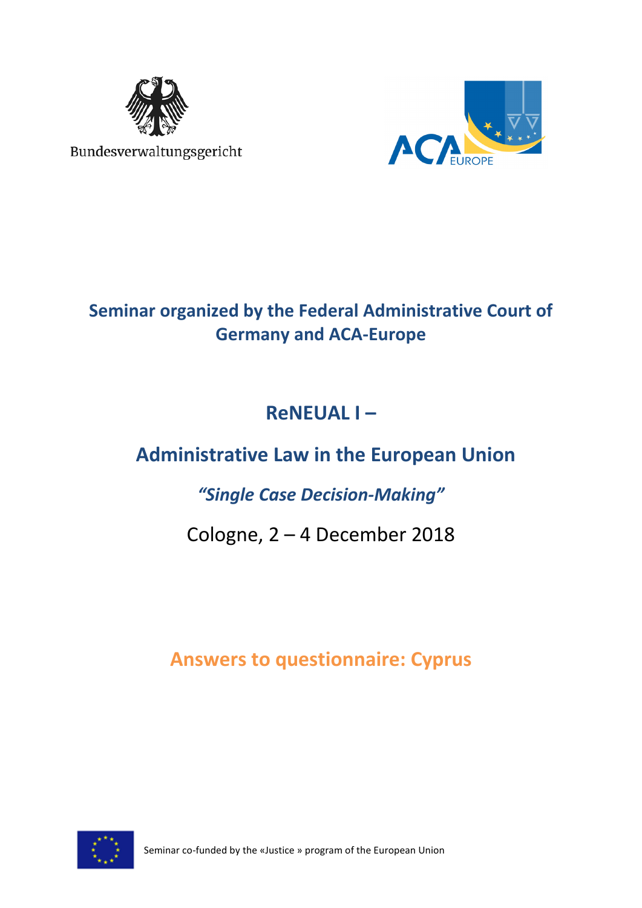Bundesverwaltungsgericht

ACA EUROPE

## Seminar organized by the Federal Administrative Court of Germany and ACA-Europe

# ReNEUAL I –

# Administrative Law in the European Union

### *"Single Case Decision-Making"*

Cologne, 2 – 4 December 2018

## Answers to questionnaire: Cyprus

Seminar co-funded by the «Justice » program of the European Union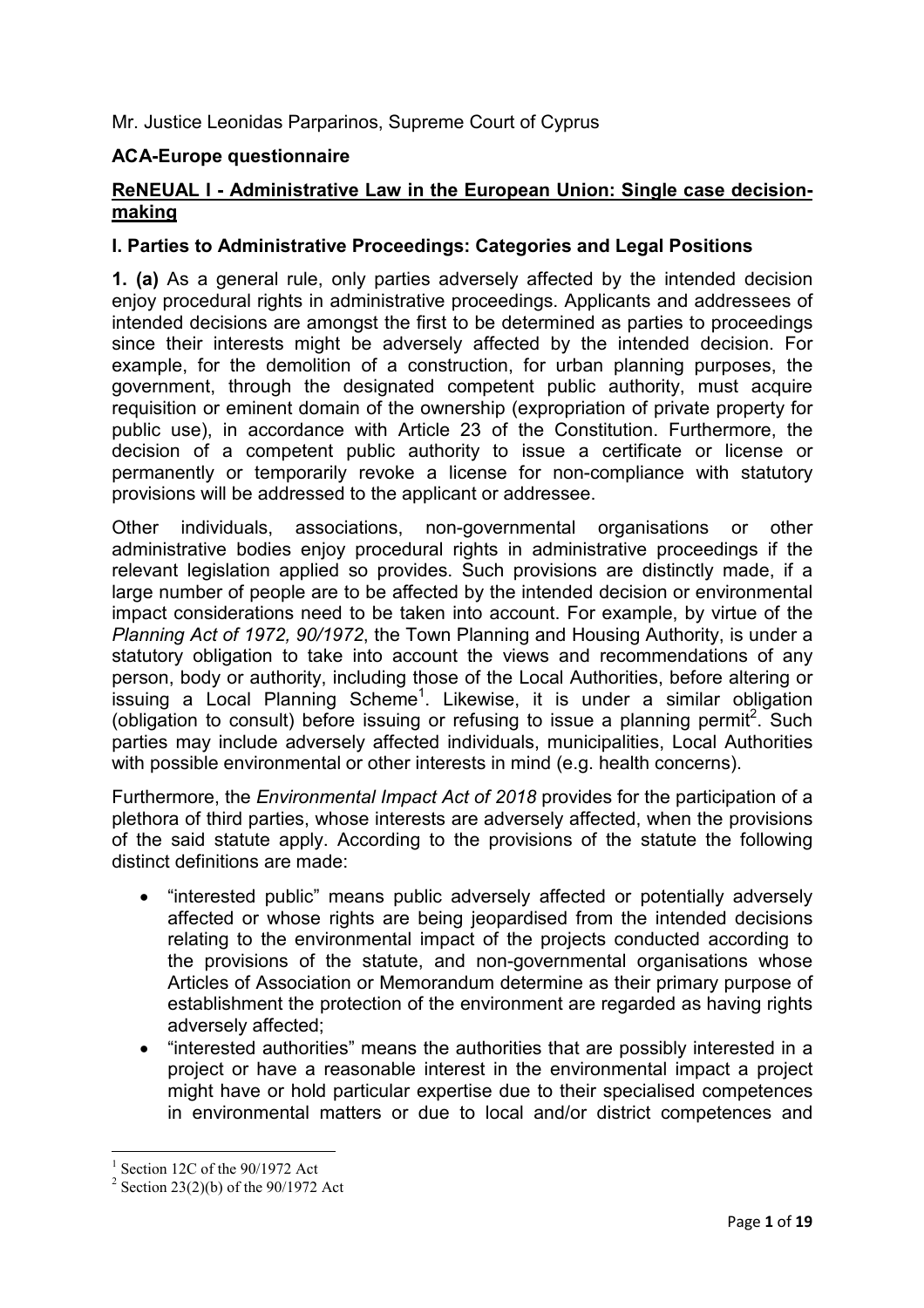Mr. Justice Leonidas Parparinos, Supreme Court of Cyprus

**ACA-Europe questionnaire**

**ReNEUAL I - Administrative Law in the European Union: Single case decision-making**

**I. Parties to Administrative Proceedings: Categories and Legal Positions**

**1. (a)** As a general rule, only parties adversely affected by the intended decision enjoy procedural rights in administrative proceedings. Applicants and addressees of intended decisions are amongst the first to be determined as parties to proceedings since their interests might be adversely affected by the intended decision. For example, for the demolition of a construction, for urban planning purposes, the government, through the designated competent public authority, must acquire requisition or eminent domain of the ownership (expropriation of private property for public use), in accordance with Article 23 of the Constitution. Furthermore, the decision of a competent public authority to issue a certificate or license or permanently or temporarily revoke a license for non-compliance with statutory provisions will be addressed to the applicant or addressee.

Other individuals, associations, non-governmental organisations or other administrative bodies enjoy procedural rights in administrative proceedings if the relevant legislation applied so provides. Such provisions are distinctly made, if a large number of people are to be affected by the intended decision or environmental impact considerations need to be taken into account. For example, by virtue of the *Planning Act of 1972, 90/1972*, the Town Planning and Housing Authority, is under a statutory obligation to take into account the views and recommendations of any person, body or authority, including those of the Local Authorities, before altering or issuing a Local Planning Scheme[1]. Likewise, it is under a similar obligation (obligation to consult) before issuing or refusing to issue a planning permit[2]. Such parties may include adversely affected individuals, municipalities, Local Authorities with possible environmental or other interests in mind (e.g. health concerns).

Furthermore, the *Environmental Impact Act of 2018* provides for the participation of a plethora of third parties, whose interests are adversely affected, when the provisions of the said statute apply. According to the provisions of the statute the following distinct definitions are made:

- "interested public" means public adversely affected or potentially adversely affected or whose rights are being jeopardised from the intended decisions relating to the environmental impact of the projects conducted according to the provisions of the statute, and non-governmental organisations whose Articles of Association or Memorandum determine as their primary purpose of establishment the protection of the environment are regarded as having rights adversely affected;
- "interested authorities" means the authorities that are possibly interested in a project or have a reasonable interest in the environmental impact a project might have or hold particular expertise due to their specialised competences in environmental matters or due to local and/or district competences and

[1] Section 12C of the 90/1972 Act

[2] Section 23(2)(b) of the 90/1972 Act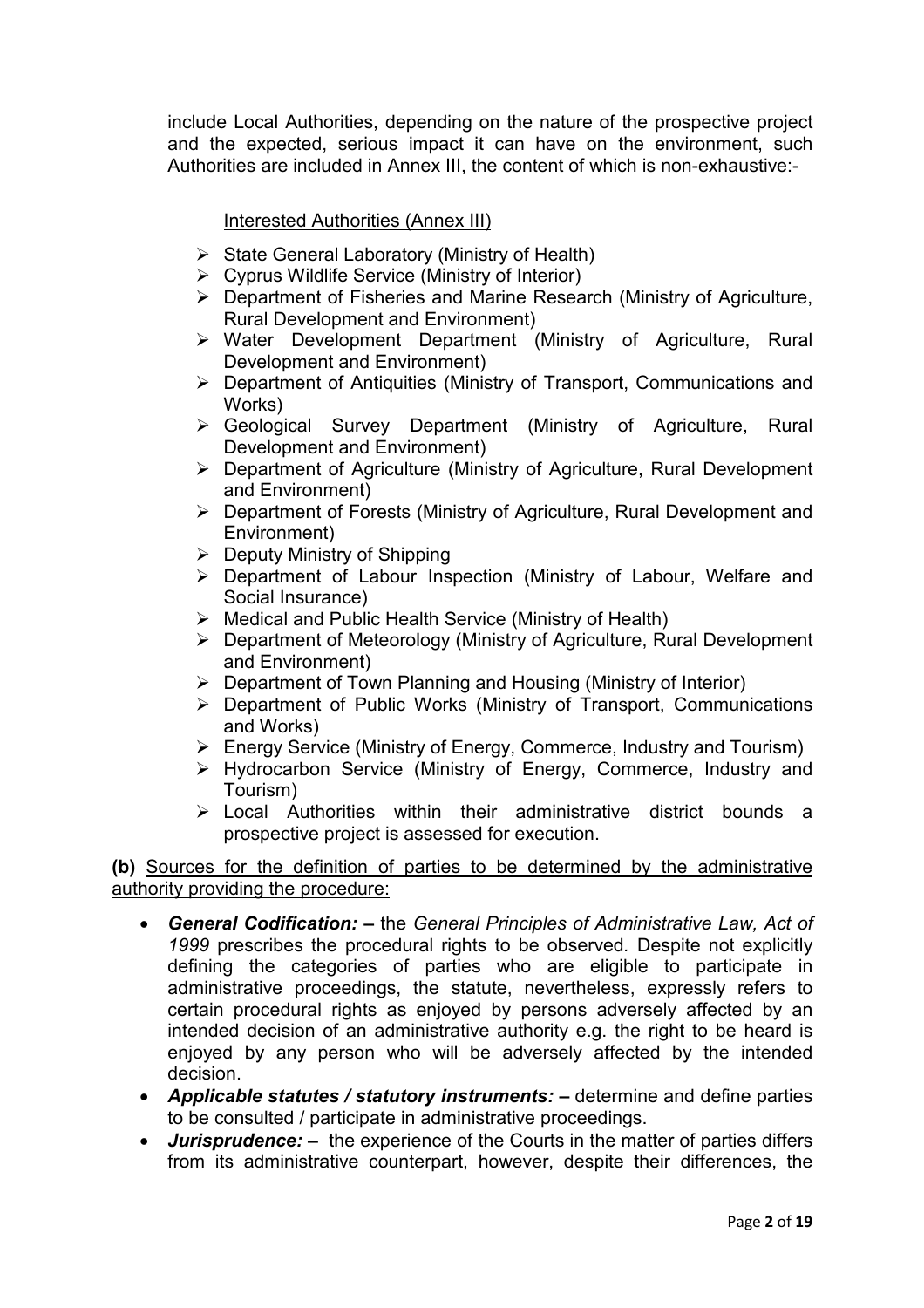include Local Authorities, depending on the nature of the prospective project and the expected, serious impact it can have on the environment, such Authorities are included in Annex III, the content of which is non-exhaustive:-

Interested Authorities (Annex III)

- State General Laboratory (Ministry of Health)
- Cyprus Wildlife Service (Ministry of Interior)
- Department of Fisheries and Marine Research (Ministry of Agriculture, Rural Development and Environment)
- Water Development Department (Ministry of Agriculture, Rural Development and Environment)
- Department of Antiquities (Ministry of Transport, Communications and Works)
- Geological Survey Department (Ministry of Agriculture, Rural Development and Environment)
- Department of Agriculture (Ministry of Agriculture, Rural Development and Environment)
- Department of Forests (Ministry of Agriculture, Rural Development and Environment)
- Deputy Ministry of Shipping
- Department of Labour Inspection (Ministry of Labour, Welfare and Social Insurance)
- Medical and Public Health Service (Ministry of Health)
- Department of Meteorology (Ministry of Agriculture, Rural Development and Environment)
- Department of Town Planning and Housing (Ministry of Interior)
- Department of Public Works (Ministry of Transport, Communications and Works)
- Energy Service (Ministry of Energy, Commerce, Industry and Tourism)
- Hydrocarbon Service (Ministry of Energy, Commerce, Industry and Tourism)
- Local Authorities within their administrative district bounds a prospective project is assessed for execution.

**(b)** Sources for the definition of parties to be determined by the administrative authority providing the procedure:

- ***General Codification:*** **–** the *General Principles of Administrative Law, Act of 1999* prescribes the procedural rights to be observed*.* Despite not explicitly defining the categories of parties who are eligible to participate in administrative proceedings, the statute, nevertheless, expressly refers to certain procedural rights as enjoyed by persons adversely affected by an intended decision of an administrative authority e.g. the right to be heard is enjoyed by any person who will be adversely affected by the intended decision.
- ***Applicable statutes / statutory instruments:*** **–** determine and define parties to be consulted / participate in administrative proceedings.
- ***Jurisprudence:*** **–** the experience of the Courts in the matter of parties differs from its administrative counterpart, however, despite their differences, the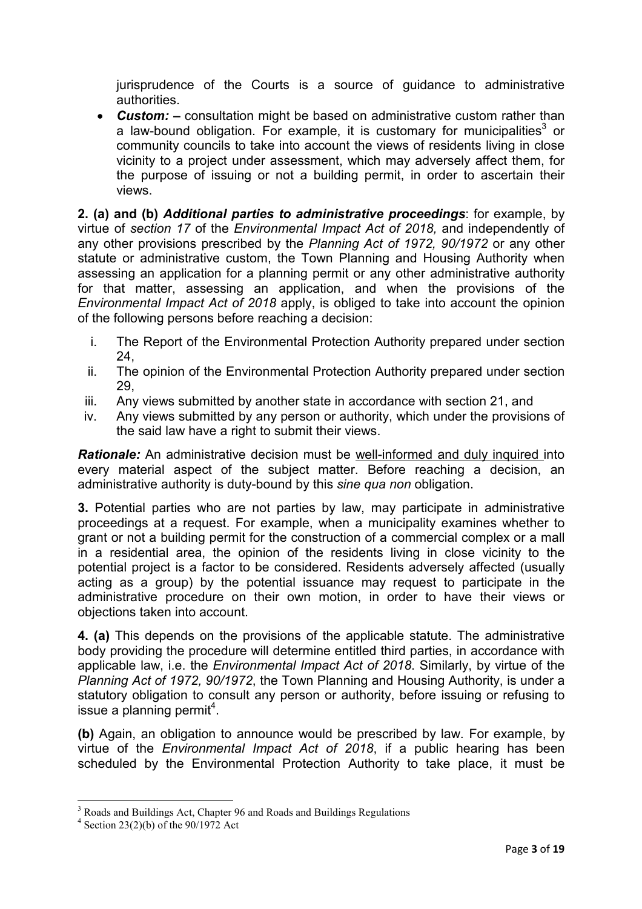jurisprudence of the Courts is a source of guidance to administrative authorities.

- ***Custom:* –** consultation might be based on administrative custom rather than a law-bound obligation. For example, it is customary for municipalities[3] or community councils to take into account the views of residents living in close vicinity to a project under assessment, which may adversely affect them, for the purpose of issuing or not a building permit, in order to ascertain their views.

**2. (a) and (b)** ***Additional parties to administrative proceedings***: for example, by virtue of *section 17* of the *Environmental Impact Act of 2018,* and independently of any other provisions prescribed by the *Planning Act of 1972, 90/1972* or any other statute or administrative custom, the Town Planning and Housing Authority when assessing an application for a planning permit or any other administrative authority for that matter, assessing an application, and when the provisions of the *Environmental Impact Act of 2018* apply, is obliged to take into account the opinion of the following persons before reaching a decision:

i. The Report of the Environmental Protection Authority prepared under section 24,
ii. The opinion of the Environmental Protection Authority prepared under section 29,
iii. Any views submitted by another state in accordance with section 21, and
iv. Any views submitted by any person or authority, which under the provisions of the said law have a right to submit their views.

***Rationale:*** An administrative decision must be well-informed and duly inquired into every material aspect of the subject matter. Before reaching a decision, an administrative authority is duty-bound by this *sine qua non* obligation.

**3.** Potential parties who are not parties by law, may participate in administrative proceedings at a request. For example, when a municipality examines whether to grant or not a building permit for the construction of a commercial complex or a mall in a residential area, the opinion of the residents living in close vicinity to the potential project is a factor to be considered. Residents adversely affected (usually acting as a group) by the potential issuance may request to participate in the administrative procedure on their own motion, in order to have their views or objections taken into account.

**4. (a)** This depends on the provisions of the applicable statute. The administrative body providing the procedure will determine entitled third parties, in accordance with applicable law, i.e. the *Environmental Impact Act of 2018*. Similarly, by virtue of the *Planning Act of 1972, 90/1972*, the Town Planning and Housing Authority, is under a statutory obligation to consult any person or authority, before issuing or refusing to issue a planning permit[4].

**(b)** Again, an obligation to announce would be prescribed by law. For example, by virtue of the *Environmental Impact Act of 2018*, if a public hearing has been scheduled by the Environmental Protection Authority to take place, it must be

---

[3] Roads and Buildings Act, Chapter 96 and Roads and Buildings Regulations

[4] Section 23(2)(b) of the 90/1972 Act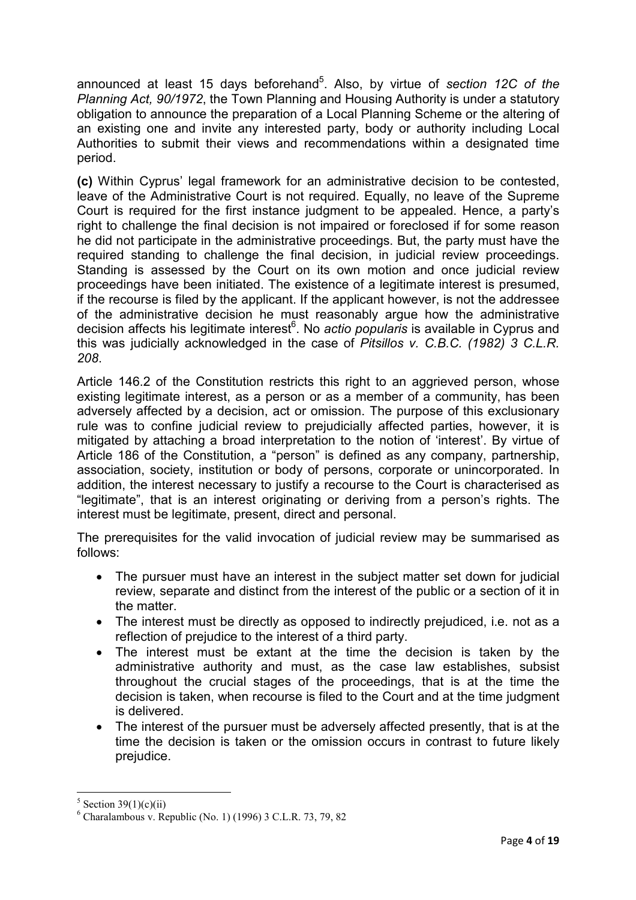announced at least 15 days beforehand[5]. Also, by virtue of *section 12C of the Planning Act, 90/1972*, the Town Planning and Housing Authority is under a statutory obligation to announce the preparation of a Local Planning Scheme or the altering of an existing one and invite any interested party, body or authority including Local Authorities to submit their views and recommendations within a designated time period.

**(c)** Within Cyprus' legal framework for an administrative decision to be contested, leave of the Administrative Court is not required. Equally, no leave of the Supreme Court is required for the first instance judgment to be appealed. Hence, a party's right to challenge the final decision is not impaired or foreclosed if for some reason he did not participate in the administrative proceedings. But, the party must have the required standing to challenge the final decision, in judicial review proceedings. Standing is assessed by the Court on its own motion and once judicial review proceedings have been initiated. The existence of a legitimate interest is presumed, if the recourse is filed by the applicant. If the applicant however, is not the addressee of the administrative decision he must reasonably argue how the administrative decision affects his legitimate interest[6]. No *actio popularis* is available in Cyprus and this was judicially acknowledged in the case of *Pitsillos v. C.B.C. (1982) 3 C.L.R. 208*.

Article 146.2 of the Constitution restricts this right to an aggrieved person, whose existing legitimate interest, as a person or as a member of a community, has been adversely affected by a decision, act or omission. The purpose of this exclusionary rule was to confine judicial review to prejudicially affected parties, however, it is mitigated by attaching a broad interpretation to the notion of 'interest'. By virtue of Article 186 of the Constitution, a "person" is defined as any company, partnership, association, society, institution or body of persons, corporate or unincorporated. In addition, the interest necessary to justify a recourse to the Court is characterised as "legitimate", that is an interest originating or deriving from a person's rights. The interest must be legitimate, present, direct and personal.

The prerequisites for the valid invocation of judicial review may be summarised as follows:

- The pursuer must have an interest in the subject matter set down for judicial review, separate and distinct from the interest of the public or a section of it in the matter.
- The interest must be directly as opposed to indirectly prejudiced, i.e. not as a reflection of prejudice to the interest of a third party.
- The interest must be extant at the time the decision is taken by the administrative authority and must, as the case law establishes, subsist throughout the crucial stages of the proceedings, that is at the time the decision is taken, when recourse is filed to the Court and at the time judgment is delivered.
- The interest of the pursuer must be adversely affected presently, that is at the time the decision is taken or the omission occurs in contrast to future likely prejudice.

[5] Section 39(1)(c)(ii)

[6] Charalambous v. Republic (No. 1) (1996) 3 C.L.R. 73, 79, 82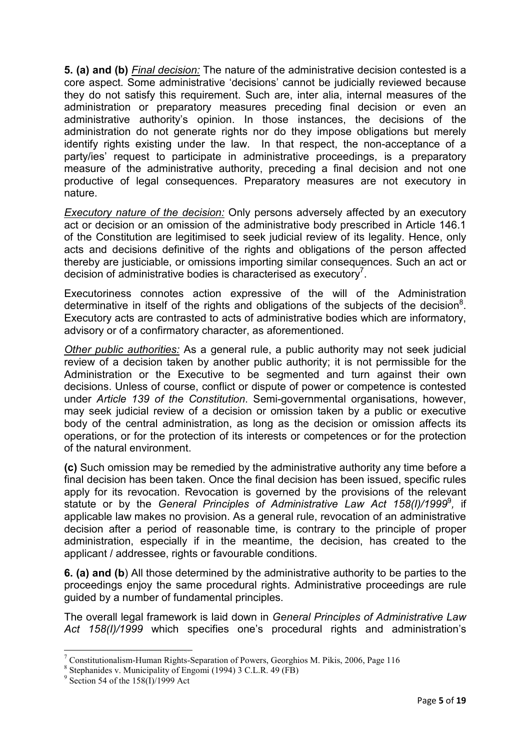**5. (a) and (b)** *Final decision:* The nature of the administrative decision contested is a core aspect. Some administrative 'decisions' cannot be judicially reviewed because they do not satisfy this requirement. Such are, inter alia, internal measures of the administration or preparatory measures preceding final decision or even an administrative authority's opinion. In those instances, the decisions of the administration do not generate rights nor do they impose obligations but merely identify rights existing under the law. In that respect, the non-acceptance of a party/ies' request to participate in administrative proceedings, is a preparatory measure of the administrative authority, preceding a final decision and not one productive of legal consequences. Preparatory measures are not executory in nature.

*Executory nature of the decision:* Only persons adversely affected by an executory act or decision or an omission of the administrative body prescribed in Article 146.1 of the Constitution are legitimised to seek judicial review of its legality. Hence, only acts and decisions definitive of the rights and obligations of the person affected thereby are justiciable, or omissions importing similar consequences. Such an act or decision of administrative bodies is characterised as executory[7].

Executoriness connotes action expressive of the will of the Administration determinative in itself of the rights and obligations of the subjects of the decision[8]. Executory acts are contrasted to acts of administrative bodies which are informatory, advisory or of a confirmatory character, as aforementioned.

*Other public authorities:* As a general rule, a public authority may not seek judicial review of a decision taken by another public authority; it is not permissible for the Administration or the Executive to be segmented and turn against their own decisions. Unless of course, conflict or dispute of power or competence is contested under *Article 139 of the Constitution*. Semi-governmental organisations, however, may seek judicial review of a decision or omission taken by a public or executive body of the central administration, as long as the decision or omission affects its operations, or for the protection of its interests or competences or for the protection of the natural environment.

**(c)** Such omission may be remedied by the administrative authority any time before a final decision has been taken. Once the final decision has been issued, specific rules apply for its revocation. Revocation is governed by the provisions of the relevant statute or by the *General Principles of Administrative Law Act 158(I)/1999*[9]*,* if applicable law makes no provision. As a general rule, revocation of an administrative decision after a period of reasonable time, is contrary to the principle of proper administration, especially if in the meantime, the decision, has created to the applicant / addressee, rights or favourable conditions.

**6. (a) and (b**) All those determined by the administrative authority to be parties to the proceedings enjoy the same procedural rights. Administrative proceedings are rule guided by a number of fundamental principles.

The overall legal framework is laid down in *General Principles of Administrative Law Act 158(I)/1999* which specifies one's procedural rights and administration's

---

[7] Constitutionalism-Human Rights-Separation of Powers, Georghios M. Pikis, 2006, Page 116

[8] Stephanides v. Municipality of Engomi (1994) 3 C.L.R. 49 (FB)

[9] Section 54 of the 158(I)/1999 Act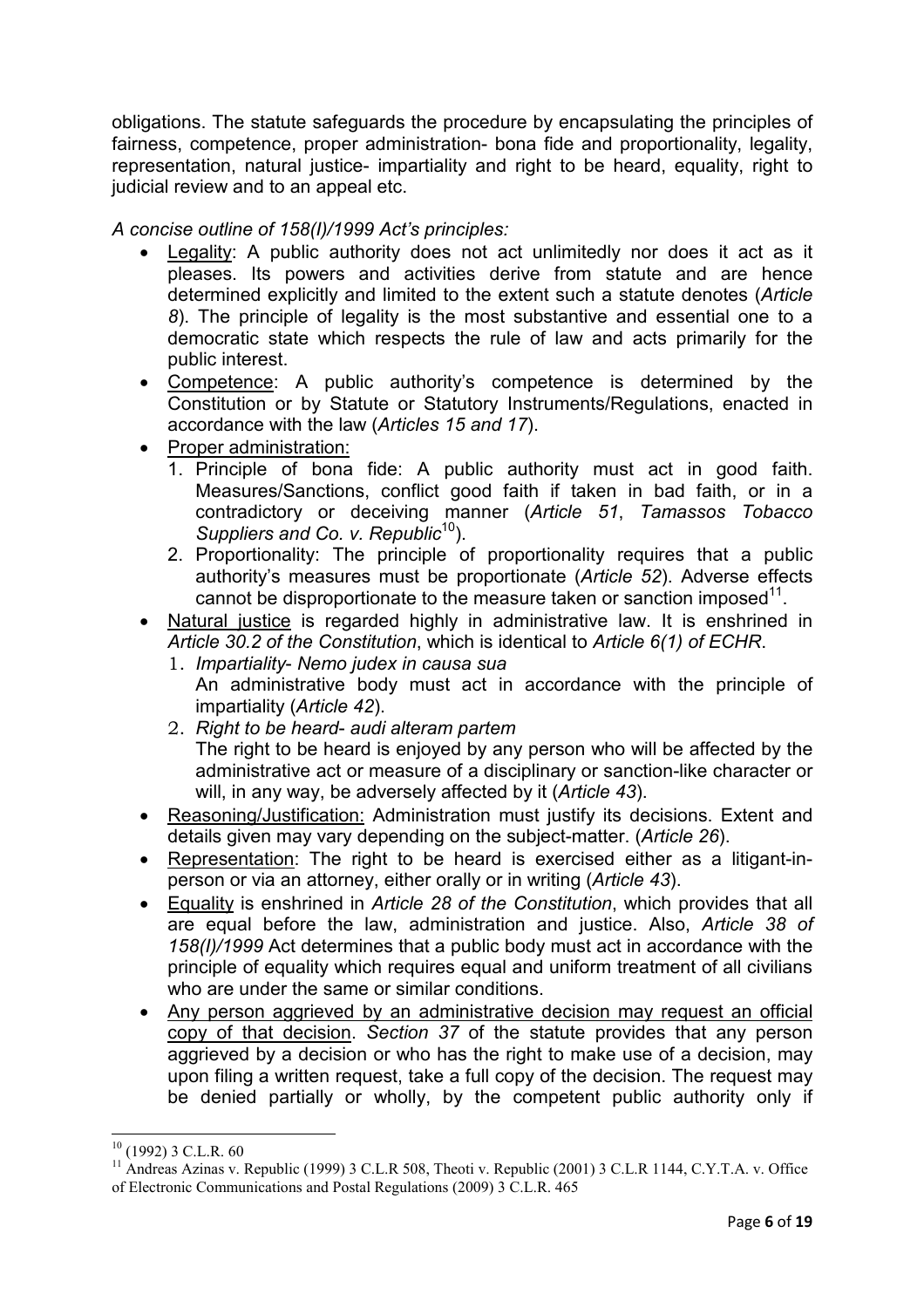obligations. The statute safeguards the procedure by encapsulating the principles of fairness, competence, proper administration- bona fide and proportionality, legality, representation, natural justice- impartiality and right to be heard, equality, right to judicial review and to an appeal etc.

*A concise outline of 158(I)/1999 Act's principles:*

- Legality: A public authority does not act unlimitedly nor does it act as it pleases. Its powers and activities derive from statute and are hence determined explicitly and limited to the extent such a statute denotes (*Article 8*). The principle of legality is the most substantive and essential one to a democratic state which respects the rule of law and acts primarily for the public interest.
- Competence: A public authority's competence is determined by the Constitution or by Statute or Statutory Instruments/Regulations, enacted in accordance with the law (*Articles 15 and 17*).
- Proper administration:
  1. Principle of bona fide: A public authority must act in good faith. Measures/Sanctions, conflict good faith if taken in bad faith, or in a contradictory or deceiving manner (*Article 51*, *Tamassos Tobacco Suppliers and Co. v. Republic*[10]).
  2. Proportionality: The principle of proportionality requires that a public authority's measures must be proportionate (*Article 52*). Adverse effects cannot be disproportionate to the measure taken or sanction imposed[11].
- Natural justice is regarded highly in administrative law. It is enshrined in *Article 30.2 of the Constitution*, which is identical to *Article 6(1) of ECHR*.
  1. *Impartiality- Nemo judex in causa sua*
     An administrative body must act in accordance with the principle of impartiality (*Article 42*).
  2. *Right to be heard- audi alteram partem*
     The right to be heard is enjoyed by any person who will be affected by the administrative act or measure of a disciplinary or sanction-like character or will, in any way, be adversely affected by it (*Article 43*).
- Reasoning/Justification: Administration must justify its decisions. Extent and details given may vary depending on the subject-matter. (*Article 26*).
- Representation: The right to be heard is exercised either as a litigant-in-person or via an attorney, either orally or in writing (*Article 43*).
- Equality is enshrined in *Article 28 of the Constitution*, which provides that all are equal before the law, administration and justice. Also, *Article 38 of 158(I)/1999* Act determines that a public body must act in accordance with the principle of equality which requires equal and uniform treatment of all civilians who are under the same or similar conditions.
- Any person aggrieved by an administrative decision may request an official copy of that decision. *Section 37* of the statute provides that any person aggrieved by a decision or who has the right to make use of a decision, may upon filing a written request, take a full copy of the decision. The request may be denied partially or wholly, by the competent public authority only if

---

[10] (1992) 3 C.L.R. 60

[11] Andreas Azinas v. Republic (1999) 3 C.L.R 508, Theoti v. Republic (2001) 3 C.L.R 1144, C.Y.T.A. v. Office of Electronic Communications and Postal Regulations (2009) 3 C.L.R. 465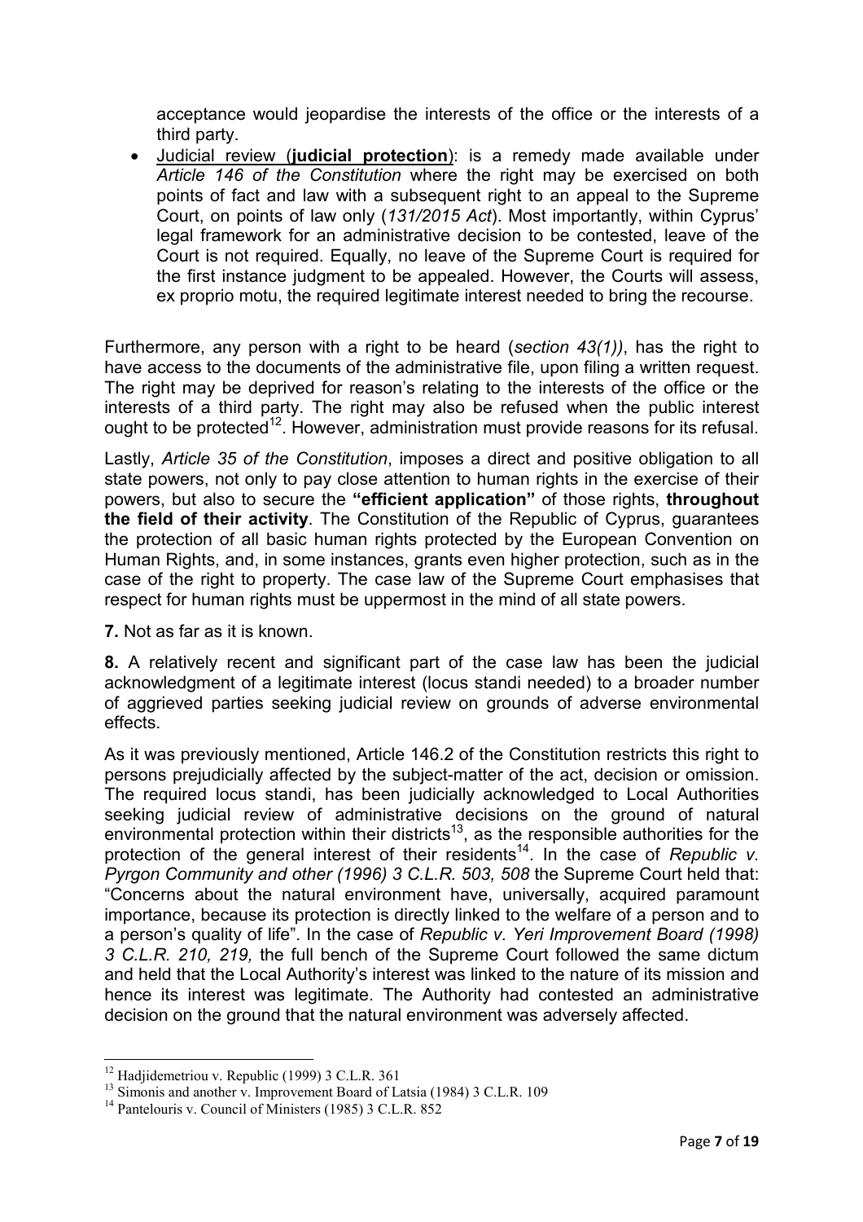acceptance would jeopardise the interests of the office or the interests of a third party.

- Judicial review (**judicial protection**): is a remedy made available under *Article 146 of the Constitution* where the right may be exercised on both points of fact and law with a subsequent right to an appeal to the Supreme Court, on points of law only (*131/2015 Act*). Most importantly, within Cyprus' legal framework for an administrative decision to be contested, leave of the Court is not required. Equally, no leave of the Supreme Court is required for the first instance judgment to be appealed. However, the Courts will assess, ex proprio motu, the required legitimate interest needed to bring the recourse.

Furthermore, any person with a right to be heard (*section 43(1))*, has the right to have access to the documents of the administrative file, upon filing a written request. The right may be deprived for reason's relating to the interests of the office or the interests of a third party. The right may also be refused when the public interest ought to be protected[12]. However, administration must provide reasons for its refusal.

Lastly, *Article 35 of the Constitution*, imposes a direct and positive obligation to all state powers, not only to pay close attention to human rights in the exercise of their powers, but also to secure the **"efficient application"** of those rights, **throughout the field of their activity**. The Constitution of the Republic of Cyprus, guarantees the protection of all basic human rights protected by the European Convention on Human Rights, and, in some instances, grants even higher protection, such as in the case of the right to property. The case law of the Supreme Court emphasises that respect for human rights must be uppermost in the mind of all state powers.

**7.** Not as far as it is known.

**8.** A relatively recent and significant part of the case law has been the judicial acknowledgment of a legitimate interest (locus standi needed) to a broader number of aggrieved parties seeking judicial review on grounds of adverse environmental effects.

As it was previously mentioned, Article 146.2 of the Constitution restricts this right to persons prejudicially affected by the subject-matter of the act, decision or omission. The required locus standi, has been judicially acknowledged to Local Authorities seeking judicial review of administrative decisions on the ground of natural environmental protection within their districts[13], as the responsible authorities for the protection of the general interest of their residents[14]. In the case of *Republic v. Pyrgon Community and other (1996) 3 C.L.R. 503, 508* the Supreme Court held that: "Concerns about the natural environment have, universally, acquired paramount importance, because its protection is directly linked to the welfare of a person and to a person's quality of life". In the case of *Republic v. Yeri Improvement Board (1998) 3 C.L.R. 210, 219,* the full bench of the Supreme Court followed the same dictum and held that the Local Authority's interest was linked to the nature of its mission and hence its interest was legitimate. The Authority had contested an administrative decision on the ground that the natural environment was adversely affected.

---

[12] Hadjidemetriou v. Republic (1999) 3 C.L.R. 361

[13] Simonis and another v. Improvement Board of Latsia (1984) 3 C.L.R. 109

[14] Pantelouris v. Council of Ministers (1985) 3 C.L.R. 852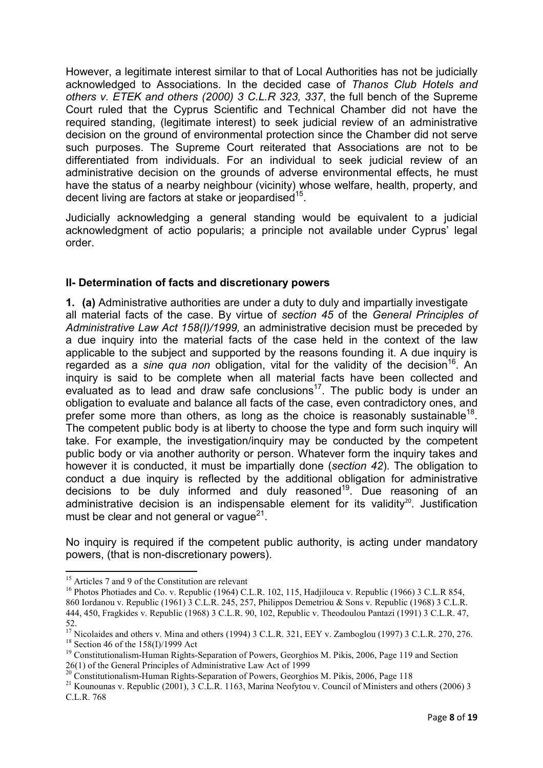However, a legitimate interest similar to that of Local Authorities has not be judicially acknowledged to Associations. In the decided case of *Thanos Club Hotels and others v. ETEK and others (2000) 3 C.L.R 323, 337*, the full bench of the Supreme Court ruled that the Cyprus Scientific and Technical Chamber did not have the required standing, (legitimate interest) to seek judicial review of an administrative decision on the ground of environmental protection since the Chamber did not serve such purposes. The Supreme Court reiterated that Associations are not to be differentiated from individuals. For an individual to seek judicial review of an administrative decision on the grounds of adverse environmental effects, he must have the status of a nearby neighbour (vicinity) whose welfare, health, property, and decent living are factors at stake or jeopardised[15].

Judicially acknowledging a general standing would be equivalent to a judicial acknowledgment of actio popularis; a principle not available under Cyprus' legal order.

## II- Determination of facts and discretionary powers

**1. (a)** Administrative authorities are under a duty to duly and impartially investigate all material facts of the case. By virtue of *section 45* of the *General Principles of Administrative Law Act 158(I)/1999,* an administrative decision must be preceded by a due inquiry into the material facts of the case held in the context of the law applicable to the subject and supported by the reasons founding it. A due inquiry is regarded as a *sine qua non* obligation, vital for the validity of the decision[16]. An inquiry is said to be complete when all material facts have been collected and evaluated as to lead and draw safe conclusions[17]. The public body is under an obligation to evaluate and balance all facts of the case, even contradictory ones, and prefer some more than others, as long as the choice is reasonably sustainable[18]. The competent public body is at liberty to choose the type and form such inquiry will take. For example, the investigation/inquiry may be conducted by the competent public body or via another authority or person. Whatever form the inquiry takes and however it is conducted, it must be impartially done (*section 42*). The obligation to conduct a due inquiry is reflected by the additional obligation for administrative decisions to be duly informed and duly reasoned[19]. Due reasoning of an administrative decision is an indispensable element for its validity[20]. Justification must be clear and not general or vague[21].

No inquiry is required if the competent public authority, is acting under mandatory powers, (that is non-discretionary powers).

---

[15] Articles 7 and 9 of the Constitution are relevant

[16] Photos Photiades and Co. v. Republic (1964) C.L.R. 102, 115, Hadjilouca v. Republic (1966) 3 C.L.R 854, 860 Iordanou v. Republic (1961) 3 C.L.R. 245, 257, Philippos Demetriou & Sons v. Republic (1968) 3 C.L.R. 444, 450, Fragkides v. Republic (1968) 3 C.L.R. 90, 102, Republic v. Theodoulou Pantazi (1991) 3 C.L.R. 47, 52.

[17] Nicolaides and others v. Mina and others (1994) 3 C.L.R. 321, EEY v. Zamboglou (1997) 3 C.L.R. 270, 276.

[18] Section 46 of the 158(I)/1999 Act

[19] Constitutionalism-Human Rights-Separation of Powers, Georghios M. Pikis, 2006, Page 119 and Section 26(1) of the General Principles of Administrative Law Act of 1999

[20] Constitutionalism-Human Rights-Separation of Powers, Georghios M. Pikis, 2006, Page 118

[21] Kounounas v. Republic (2001), 3 C.L.R. 1163, Marina Neofytou v. Council of Ministers and others (2006) 3 C.L.R. 768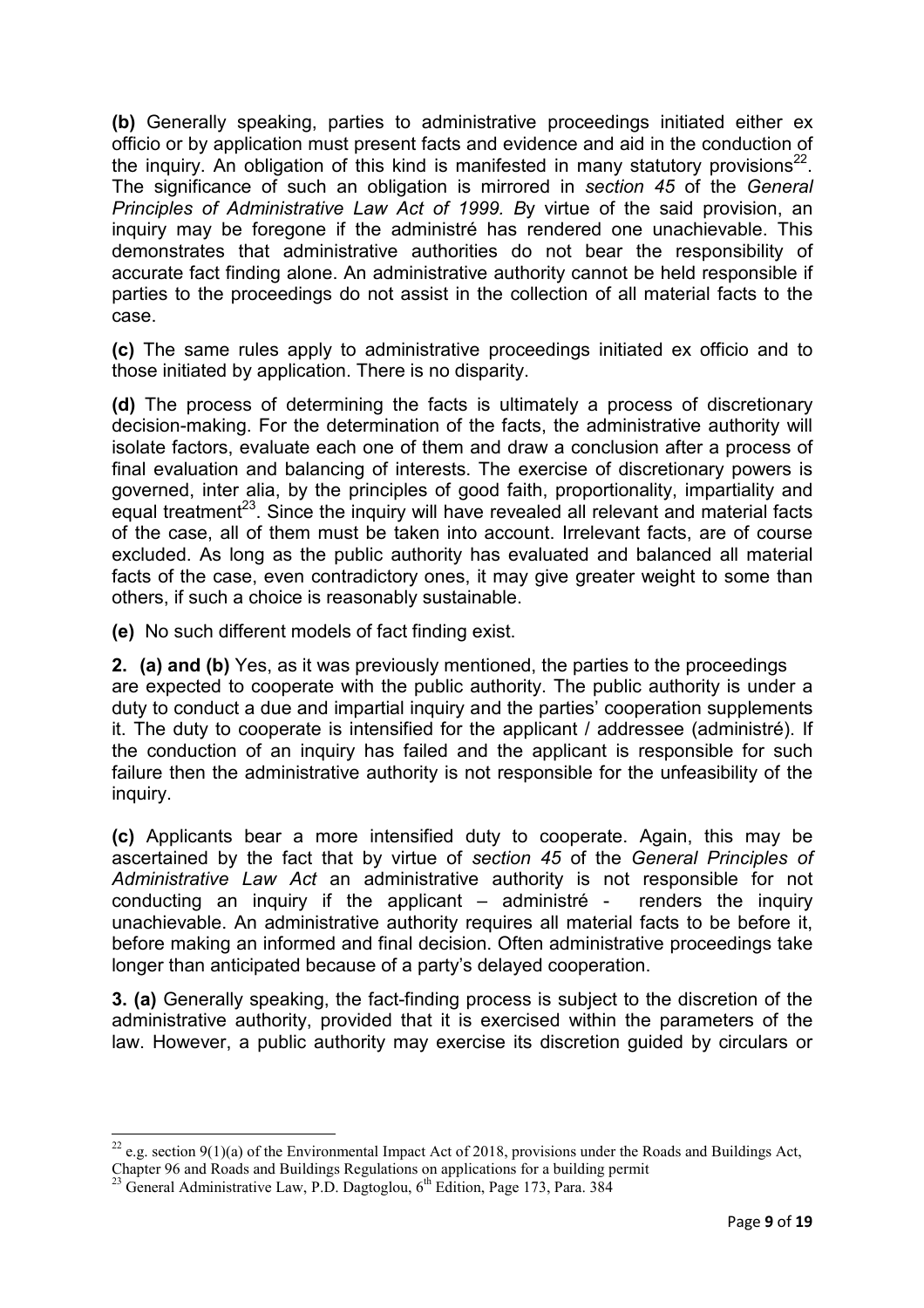**(b)** Generally speaking, parties to administrative proceedings initiated either ex officio or by application must present facts and evidence and aid in the conduction of the inquiry. An obligation of this kind is manifested in many statutory provisions[22]. The significance of such an obligation is mirrored in *section 45* of the *General Principles of Administrative Law Act of 1999. B*y virtue of the said provision, an inquiry may be foregone if the administré has rendered one unachievable. This demonstrates that administrative authorities do not bear the responsibility of accurate fact finding alone. An administrative authority cannot be held responsible if parties to the proceedings do not assist in the collection of all material facts to the case.

**(c)** The same rules apply to administrative proceedings initiated ex officio and to those initiated by application. There is no disparity.

**(d)** The process of determining the facts is ultimately a process of discretionary decision-making. For the determination of the facts, the administrative authority will isolate factors, evaluate each one of them and draw a conclusion after a process of final evaluation and balancing of interests. The exercise of discretionary powers is governed, inter alia, by the principles of good faith, proportionality, impartiality and equal treatment[23]. Since the inquiry will have revealed all relevant and material facts of the case, all of them must be taken into account. Irrelevant facts, are of course excluded. As long as the public authority has evaluated and balanced all material facts of the case, even contradictory ones, it may give greater weight to some than others, if such a choice is reasonably sustainable.

**(e)** No such different models of fact finding exist.

**2. (a) and (b)** Yes, as it was previously mentioned, the parties to the proceedings are expected to cooperate with the public authority. The public authority is under a duty to conduct a due and impartial inquiry and the parties' cooperation supplements it. The duty to cooperate is intensified for the applicant / addressee (administré). If the conduction of an inquiry has failed and the applicant is responsible for such failure then the administrative authority is not responsible for the unfeasibility of the inquiry.

**(c)** Applicants bear a more intensified duty to cooperate. Again, this may be ascertained by the fact that by virtue of *section 45* of the *General Principles of Administrative Law Act* an administrative authority is not responsible for not conducting an inquiry if the applicant – administré - renders the inquiry unachievable. An administrative authority requires all material facts to be before it, before making an informed and final decision. Often administrative proceedings take longer than anticipated because of a party's delayed cooperation.

**3. (a)** Generally speaking, the fact-finding process is subject to the discretion of the administrative authority, provided that it is exercised within the parameters of the law. However, a public authority may exercise its discretion guided by circulars or

---

[22] e.g. section 9(1)(a) of the Environmental Impact Act of 2018, provisions under the Roads and Buildings Act, Chapter 96 and Roads and Buildings Regulations on applications for a building permit

[23] General Administrative Law, P.D. Dagtoglou, 6th Edition, Page 173, Para. 384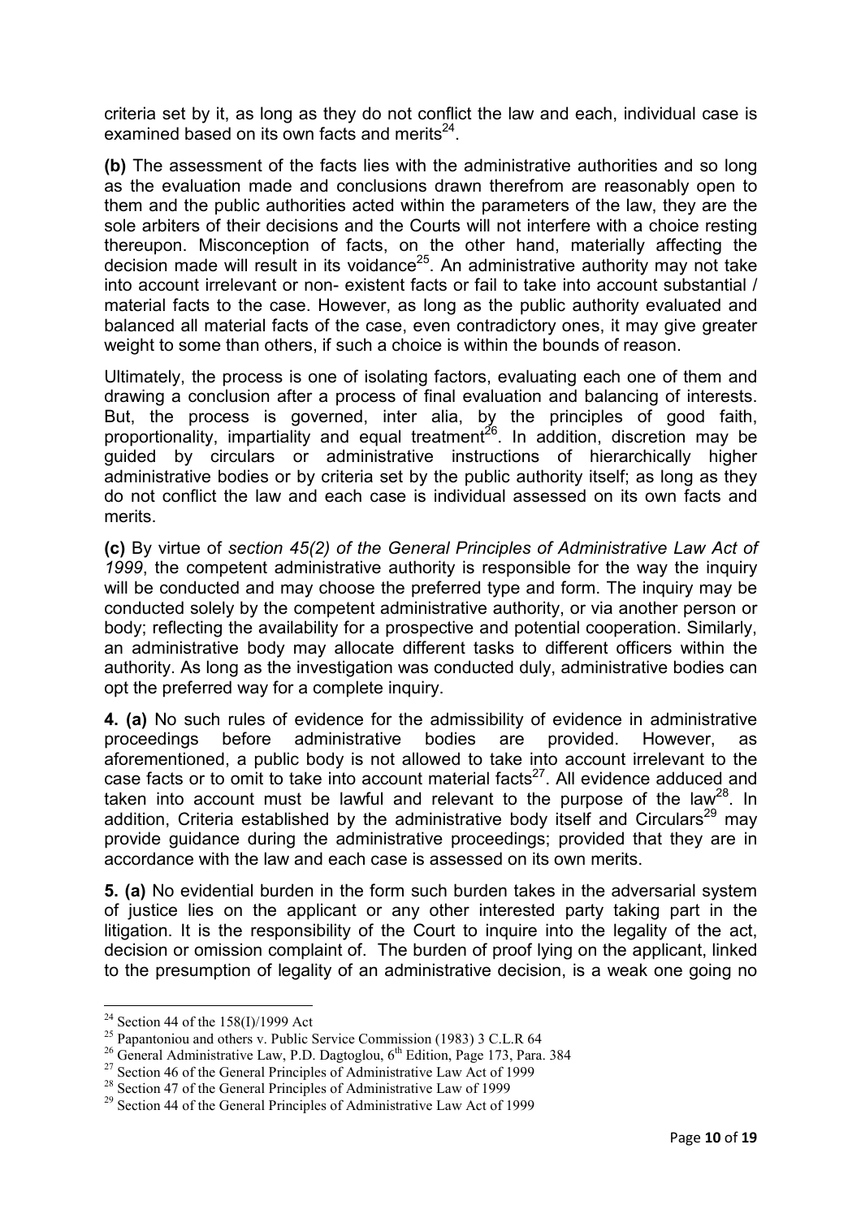criteria set by it, as long as they do not conflict the law and each, individual case is examined based on its own facts and merits[24].

**(b)** The assessment of the facts lies with the administrative authorities and so long as the evaluation made and conclusions drawn therefrom are reasonably open to them and the public authorities acted within the parameters of the law, they are the sole arbiters of their decisions and the Courts will not interfere with a choice resting thereupon. Misconception of facts, on the other hand, materially affecting the decision made will result in its voidance[25]. An administrative authority may not take into account irrelevant or non- existent facts or fail to take into account substantial / material facts to the case. However, as long as the public authority evaluated and balanced all material facts of the case, even contradictory ones, it may give greater weight to some than others, if such a choice is within the bounds of reason.

Ultimately, the process is one of isolating factors, evaluating each one of them and drawing a conclusion after a process of final evaluation and balancing of interests. But, the process is governed, inter alia, by the principles of good faith, proportionality, impartiality and equal treatment[26]. In addition, discretion may be guided by circulars or administrative instructions of hierarchically higher administrative bodies or by criteria set by the public authority itself; as long as they do not conflict the law and each case is individual assessed on its own facts and merits.

**(c)** By virtue of *section 45(2) of the General Principles of Administrative Law Act of 1999*, the competent administrative authority is responsible for the way the inquiry will be conducted and may choose the preferred type and form. The inquiry may be conducted solely by the competent administrative authority, or via another person or body; reflecting the availability for a prospective and potential cooperation. Similarly, an administrative body may allocate different tasks to different officers within the authority. As long as the investigation was conducted duly, administrative bodies can opt the preferred way for a complete inquiry.

**4. (a)** No such rules of evidence for the admissibility of evidence in administrative proceedings before administrative bodies are provided. However, as aforementioned, a public body is not allowed to take into account irrelevant to the case facts or to omit to take into account material facts[27]. All evidence adduced and taken into account must be lawful and relevant to the purpose of the law[28]. In addition, Criteria established by the administrative body itself and Circulars[29] may provide guidance during the administrative proceedings; provided that they are in accordance with the law and each case is assessed on its own merits.

**5. (a)** No evidential burden in the form such burden takes in the adversarial system of justice lies on the applicant or any other interested party taking part in the litigation. It is the responsibility of the Court to inquire into the legality of the act, decision or omission complaint of. The burden of proof lying on the applicant, linked to the presumption of legality of an administrative decision, is a weak one going no

---

[24] Section 44 of the 158(I)/1999 Act

[25] Papantoniou and others v. Public Service Commission (1983) 3 C.L.R 64

[26] General Administrative Law, P.D. Dagtoglou, 6th Edition, Page 173, Para. 384

[27] Section 46 of the General Principles of Administrative Law Act of 1999

[28] Section 47 of the General Principles of Administrative Law of 1999

[29] Section 44 of the General Principles of Administrative Law Act of 1999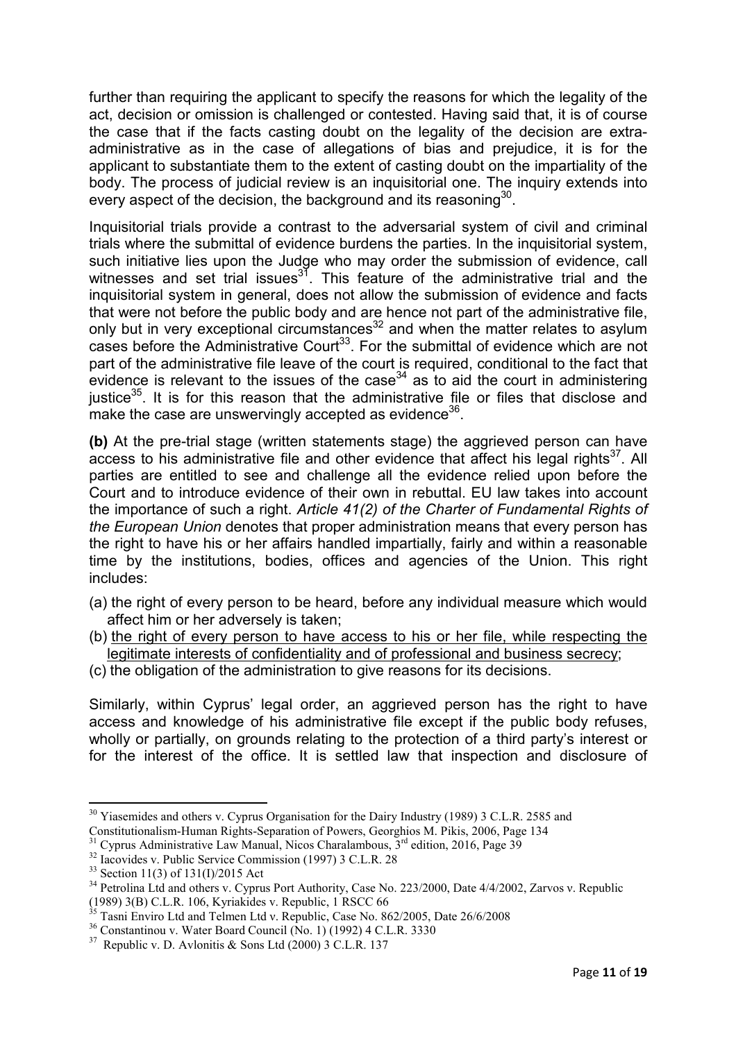further than requiring the applicant to specify the reasons for which the legality of the act, decision or omission is challenged or contested. Having said that, it is of course the case that if the facts casting doubt on the legality of the decision are extra-administrative as in the case of allegations of bias and prejudice, it is for the applicant to substantiate them to the extent of casting doubt on the impartiality of the body. The process of judicial review is an inquisitorial one. The inquiry extends into every aspect of the decision, the background and its reasoning[30].

Inquisitorial trials provide a contrast to the adversarial system of civil and criminal trials where the submittal of evidence burdens the parties. In the inquisitorial system, such initiative lies upon the Judge who may order the submission of evidence, call witnesses and set trial issues[31]. This feature of the administrative trial and the inquisitorial system in general, does not allow the submission of evidence and facts that were not before the public body and are hence not part of the administrative file, only but in very exceptional circumstances[32] and when the matter relates to asylum cases before the Administrative Court[33]. For the submittal of evidence which are not part of the administrative file leave of the court is required, conditional to the fact that evidence is relevant to the issues of the case[34] as to aid the court in administering justice[35]. It is for this reason that the administrative file or files that disclose and make the case are unswervingly accepted as evidence[36].

**(b)** At the pre-trial stage (written statements stage) the aggrieved person can have access to his administrative file and other evidence that affect his legal rights[37]. All parties are entitled to see and challenge all the evidence relied upon before the Court and to introduce evidence of their own in rebuttal. EU law takes into account the importance of such a right. *Article 41(2) of the Charter of Fundamental Rights of the European Union* denotes that proper administration means that every person has the right to have his or her affairs handled impartially, fairly and within a reasonable time by the institutions, bodies, offices and agencies of the Union. This right includes:

(a) the right of every person to be heard, before any individual measure which would affect him or her adversely is taken;
(b) <u>the right of every person to have access to his or her file, while respecting the legitimate interests of confidentiality and of professional and business secrecy</u>;
(c) the obligation of the administration to give reasons for its decisions.

Similarly, within Cyprus' legal order, an aggrieved person has the right to have access and knowledge of his administrative file except if the public body refuses, wholly or partially, on grounds relating to the protection of a third party's interest or for the interest of the office. It is settled law that inspection and disclosure of

---

[30] Yiasemides and others v. Cyprus Organisation for the Dairy Industry (1989) 3 C.L.R. 2585 and Constitutionalism-Human Rights-Separation of Powers, Georghios M. Pikis, 2006, Page 134

[31] Cyprus Administrative Law Manual, Nicos Charalambous, 3rd edition, 2016, Page 39

[32] Iacovides v. Public Service Commission (1997) 3 C.L.R. 28

[33] Section 11(3) of 131(I)/2015 Act

[34] Petrolina Ltd and others v. Cyprus Port Authority, Case No. 223/2000, Date 4/4/2002, Zarvos v. Republic (1989) 3(B) C.L.R. 106, Kyriakides v. Republic, 1 RSCC 66

[35] Tasni Enviro Ltd and Telmen Ltd v. Republic, Case No. 862/2005, Date 26/6/2008

[36] Constantinou v. Water Board Council (No. 1) (1992) 4 C.L.R. 3330

[37] Republic v. D. Avlonitis & Sons Ltd (2000) 3 C.L.R. 137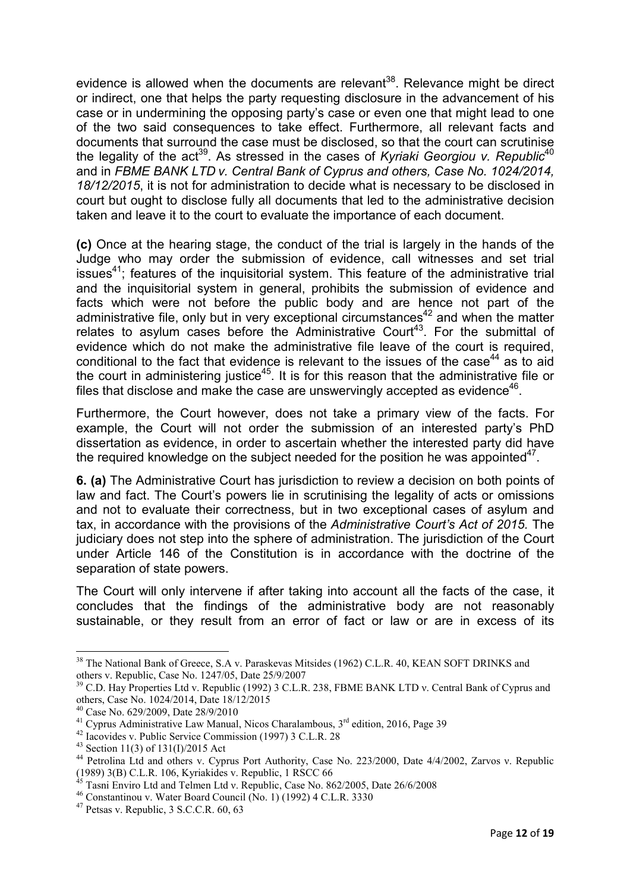evidence is allowed when the documents are relevant[38]. Relevance might be direct or indirect, one that helps the party requesting disclosure in the advancement of his case or in undermining the opposing party's case or even one that might lead to one of the two said consequences to take effect. Furthermore, all relevant facts and documents that surround the case must be disclosed, so that the court can scrutinise the legality of the act[39]. As stressed in the cases of *Kyriaki Georgiou v. Republic*[40] and in *FBME BANK LTD v. Central Bank of Cyprus and others, Case No. 1024/2014, 18/12/2015*, it is not for administration to decide what is necessary to be disclosed in court but ought to disclose fully all documents that led to the administrative decision taken and leave it to the court to evaluate the importance of each document.

**(c)** Once at the hearing stage, the conduct of the trial is largely in the hands of the Judge who may order the submission of evidence, call witnesses and set trial issues[41]; features of the inquisitorial system. This feature of the administrative trial and the inquisitorial system in general, prohibits the submission of evidence and facts which were not before the public body and are hence not part of the administrative file, only but in very exceptional circumstances[42] and when the matter relates to asylum cases before the Administrative Court[43]. For the submittal of evidence which do not make the administrative file leave of the court is required, conditional to the fact that evidence is relevant to the issues of the case[44] as to aid the court in administering justice[45]. It is for this reason that the administrative file or files that disclose and make the case are unswervingly accepted as evidence[46].

Furthermore, the Court however, does not take a primary view of the facts. For example, the Court will not order the submission of an interested party's PhD dissertation as evidence, in order to ascertain whether the interested party did have the required knowledge on the subject needed for the position he was appointed[47].

**6. (a)** The Administrative Court has jurisdiction to review a decision on both points of law and fact. The Court's powers lie in scrutinising the legality of acts or omissions and not to evaluate their correctness, but in two exceptional cases of asylum and tax, in accordance with the provisions of the *Administrative Court's Act of 2015.* The judiciary does not step into the sphere of administration. The jurisdiction of the Court under Article 146 of the Constitution is in accordance with the doctrine of the separation of state powers.

The Court will only intervene if after taking into account all the facts of the case, it concludes that the findings of the administrative body are not reasonably sustainable, or they result from an error of fact or law or are in excess of its

---

[38] The National Bank of Greece, S.A v. Paraskevas Mitsides (1962) C.L.R. 40, KEAN SOFT DRINKS and others v. Republic, Case No. 1247/05, Date 25/9/2007

[39] C.D. Hay Properties Ltd v. Republic (1992) 3 C.L.R. 238, FBME BANK LTD v. Central Bank of Cyprus and others, Case No. 1024/2014, Date 18/12/2015

[40] Case No. 629/2009, Date 28/9/2010

[41] Cyprus Administrative Law Manual, Nicos Charalambous, 3rd edition, 2016, Page 39

[42] Iacovides v. Public Service Commission (1997) 3 C.L.R. 28

[43] Section 11(3) of 131(I)/2015 Act

[44] Petrolina Ltd and others v. Cyprus Port Authority, Case No. 223/2000, Date 4/4/2002, Zarvos v. Republic (1989) 3(B) C.L.R. 106, Kyriakides v. Republic, 1 RSCC 66

[45] Tasni Enviro Ltd and Telmen Ltd v. Republic, Case No. 862/2005, Date 26/6/2008

[46] Constantinou v. Water Board Council (No. 1) (1992) 4 C.L.R. 3330

[47] Petsas v. Republic, 3 S.C.C.R. 60, 63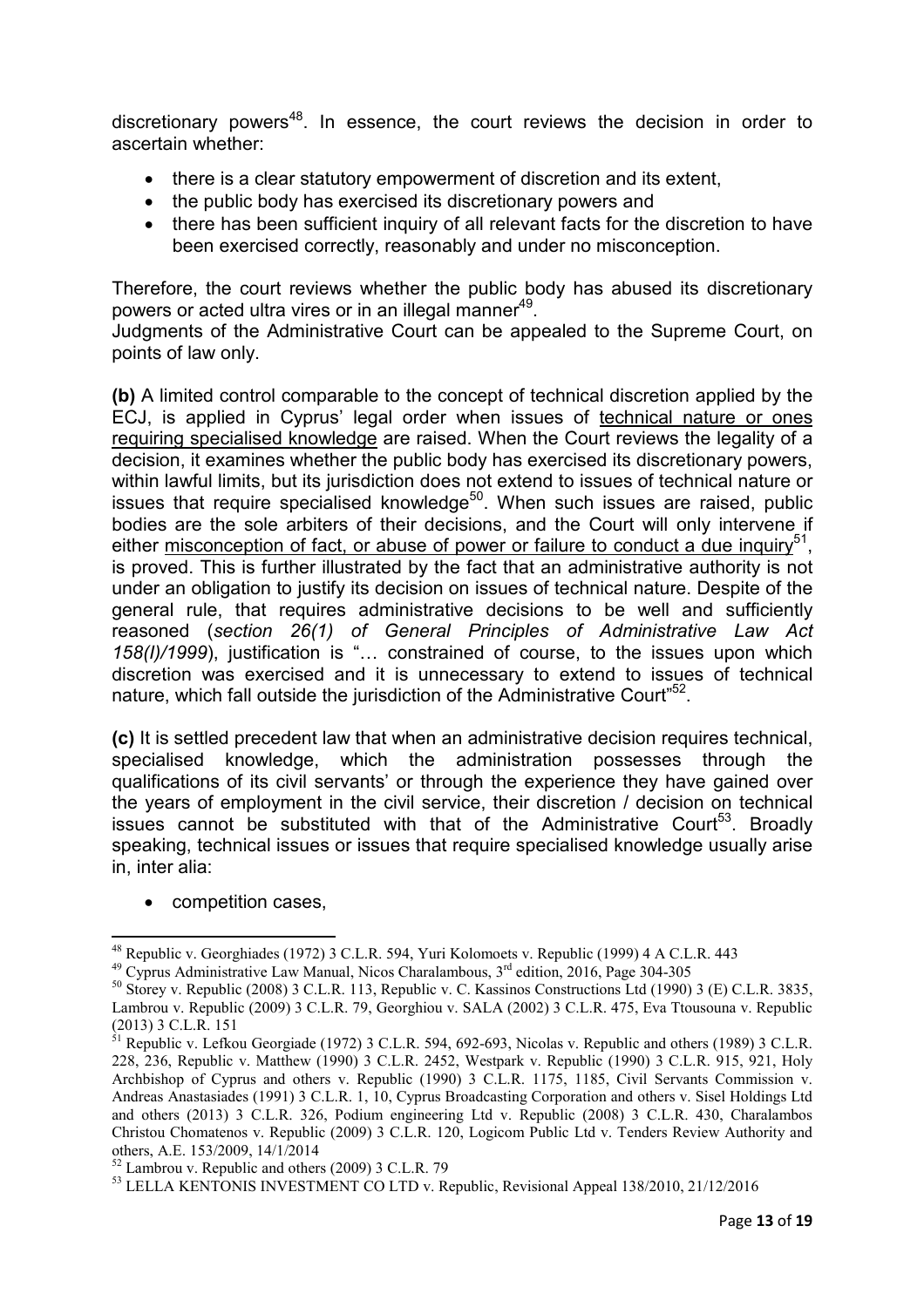discretionary powers[48]. In essence, the court reviews the decision in order to ascertain whether:

- there is a clear statutory empowerment of discretion and its extent,
- the public body has exercised its discretionary powers and
- there has been sufficient inquiry of all relevant facts for the discretion to have been exercised correctly, reasonably and under no misconception.

Therefore, the court reviews whether the public body has abused its discretionary powers or acted ultra vires or in an illegal manner[49].

Judgments of the Administrative Court can be appealed to the Supreme Court, on points of law only.

**(b)** A limited control comparable to the concept of technical discretion applied by the ECJ, is applied in Cyprus' legal order when issues of technical nature or ones requiring specialised knowledge are raised. When the Court reviews the legality of a decision, it examines whether the public body has exercised its discretionary powers, within lawful limits, but its jurisdiction does not extend to issues of technical nature or issues that require specialised knowledge[50]. When such issues are raised, public bodies are the sole arbiters of their decisions, and the Court will only intervene if either misconception of fact, or abuse of power or failure to conduct a due inquiry[51], is proved. This is further illustrated by the fact that an administrative authority is not under an obligation to justify its decision on issues of technical nature. Despite of the general rule, that requires administrative decisions to be well and sufficiently reasoned (*section 26(1) of General Principles of Administrative Law Act 158(I)/1999*), justification is "… constrained of course, to the issues upon which discretion was exercised and it is unnecessary to extend to issues of technical nature, which fall outside the jurisdiction of the Administrative Court"[52].

**(c)** It is settled precedent law that when an administrative decision requires technical, specialised knowledge, which the administration possesses through the qualifications of its civil servants' or through the experience they have gained over the years of employment in the civil service, their discretion / decision on technical issues cannot be substituted with that of the Administrative Court[53]. Broadly speaking, technical issues or issues that require specialised knowledge usually arise in, inter alia:

- competition cases,

---

[48] Republic v. Georghiades (1972) 3 C.L.R. 594, Yuri Kolomoets v. Republic (1999) 4 A C.L.R. 443

[49] Cyprus Administrative Law Manual, Nicos Charalambous, 3rd edition, 2016, Page 304-305

[50] Storey v. Republic (2008) 3 C.L.R. 113, Republic v. C. Kassinos Constructions Ltd (1990) 3 (E) C.L.R. 3835, Lambrou v. Republic (2009) 3 C.L.R. 79, Georghiou v. SALA (2002) 3 C.L.R. 475, Eva Ttousouna v. Republic (2013) 3 C.L.R. 151

[51] Republic v. Lefkou Georgiade (1972) 3 C.L.R. 594, 692-693, Nicolas v. Republic and others (1989) 3 C.L.R. 228, 236, Republic v. Matthew (1990) 3 C.L.R. 2452, Westpark v. Republic (1990) 3 C.L.R. 915, 921, Holy Archbishop of Cyprus and others v. Republic (1990) 3 C.L.R. 1175, 1185, Civil Servants Commission v. Andreas Anastasiades (1991) 3 C.L.R. 1, 10, Cyprus Broadcasting Corporation and others v. Sisel Holdings Ltd and others (2013) 3 C.L.R. 326, Podium engineering Ltd v. Republic (2008) 3 C.L.R. 430, Charalambos Christou Chomatenos v. Republic (2009) 3 C.L.R. 120, Logicom Public Ltd v. Tenders Review Authority and others, A.E. 153/2009, 14/1/2014

[52] Lambrou v. Republic and others (2009) 3 C.L.R. 79

[53] LELLA KENTONIS INVESTMENT CO LTD v. Republic, Revisional Appeal 138/2010, 21/12/2016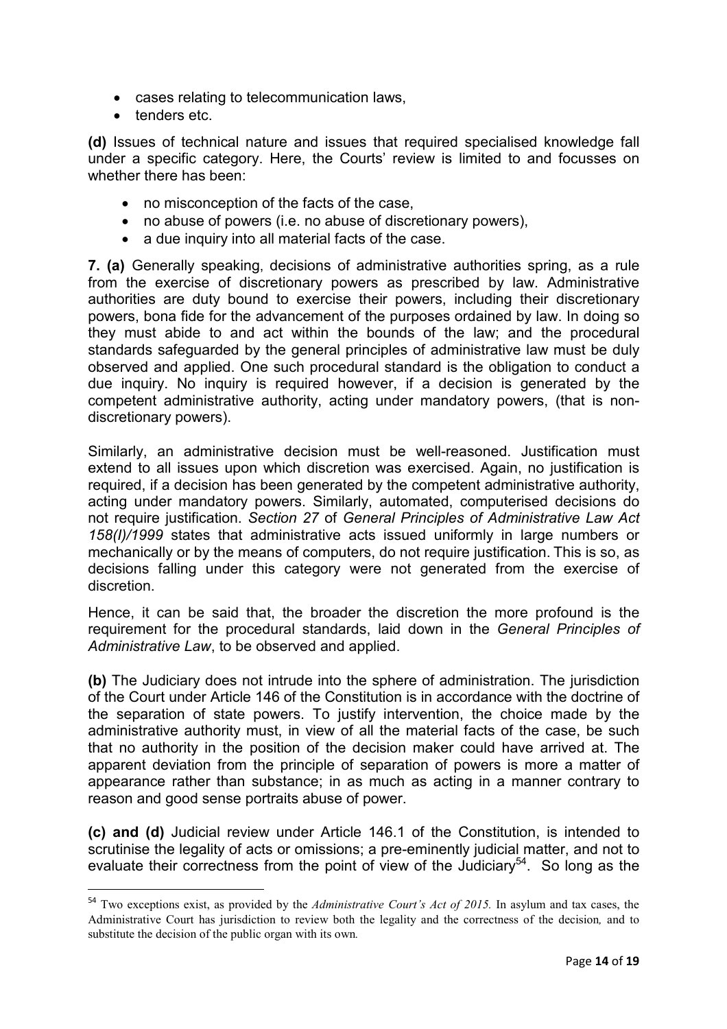- cases relating to telecommunication laws,
- tenders etc.

**(d)** Issues of technical nature and issues that required specialised knowledge fall under a specific category. Here, the Courts' review is limited to and focusses on whether there has been:

- no misconception of the facts of the case,
- no abuse of powers (i.e. no abuse of discretionary powers),
- a due inquiry into all material facts of the case.

**7. (a)** Generally speaking, decisions of administrative authorities spring, as a rule from the exercise of discretionary powers as prescribed by law. Administrative authorities are duty bound to exercise their powers, including their discretionary powers, bona fide for the advancement of the purposes ordained by law. In doing so they must abide to and act within the bounds of the law; and the procedural standards safeguarded by the general principles of administrative law must be duly observed and applied. One such procedural standard is the obligation to conduct a due inquiry. No inquiry is required however, if a decision is generated by the competent administrative authority, acting under mandatory powers, (that is non-discretionary powers).

Similarly, an administrative decision must be well-reasoned. Justification must extend to all issues upon which discretion was exercised. Again, no justification is required, if a decision has been generated by the competent administrative authority, acting under mandatory powers. Similarly, automated, computerised decisions do not require justification. *Section 27* of *General Principles of Administrative Law Act 158(I)/1999* states that administrative acts issued uniformly in large numbers or mechanically or by the means of computers, do not require justification. This is so, as decisions falling under this category were not generated from the exercise of discretion.

Hence, it can be said that, the broader the discretion the more profound is the requirement for the procedural standards, laid down in the *General Principles of Administrative Law*, to be observed and applied.

**(b)** The Judiciary does not intrude into the sphere of administration. The jurisdiction of the Court under Article 146 of the Constitution is in accordance with the doctrine of the separation of state powers. To justify intervention, the choice made by the administrative authority must, in view of all the material facts of the case, be such that no authority in the position of the decision maker could have arrived at. The apparent deviation from the principle of separation of powers is more a matter of appearance rather than substance; in as much as acting in a manner contrary to reason and good sense portraits abuse of power.

**(c) and (d)** Judicial review under Article 146.1 of the Constitution, is intended to scrutinise the legality of acts or omissions; a pre-eminently judicial matter, and not to evaluate their correctness from the point of view of the Judiciary[54]. So long as the

---

[54] Two exceptions exist, as provided by the *Administrative Court's Act of 2015.* In asylum and tax cases, the Administrative Court has jurisdiction to review both the legality and the correctness of the decision, and to substitute the decision of the public organ with its own.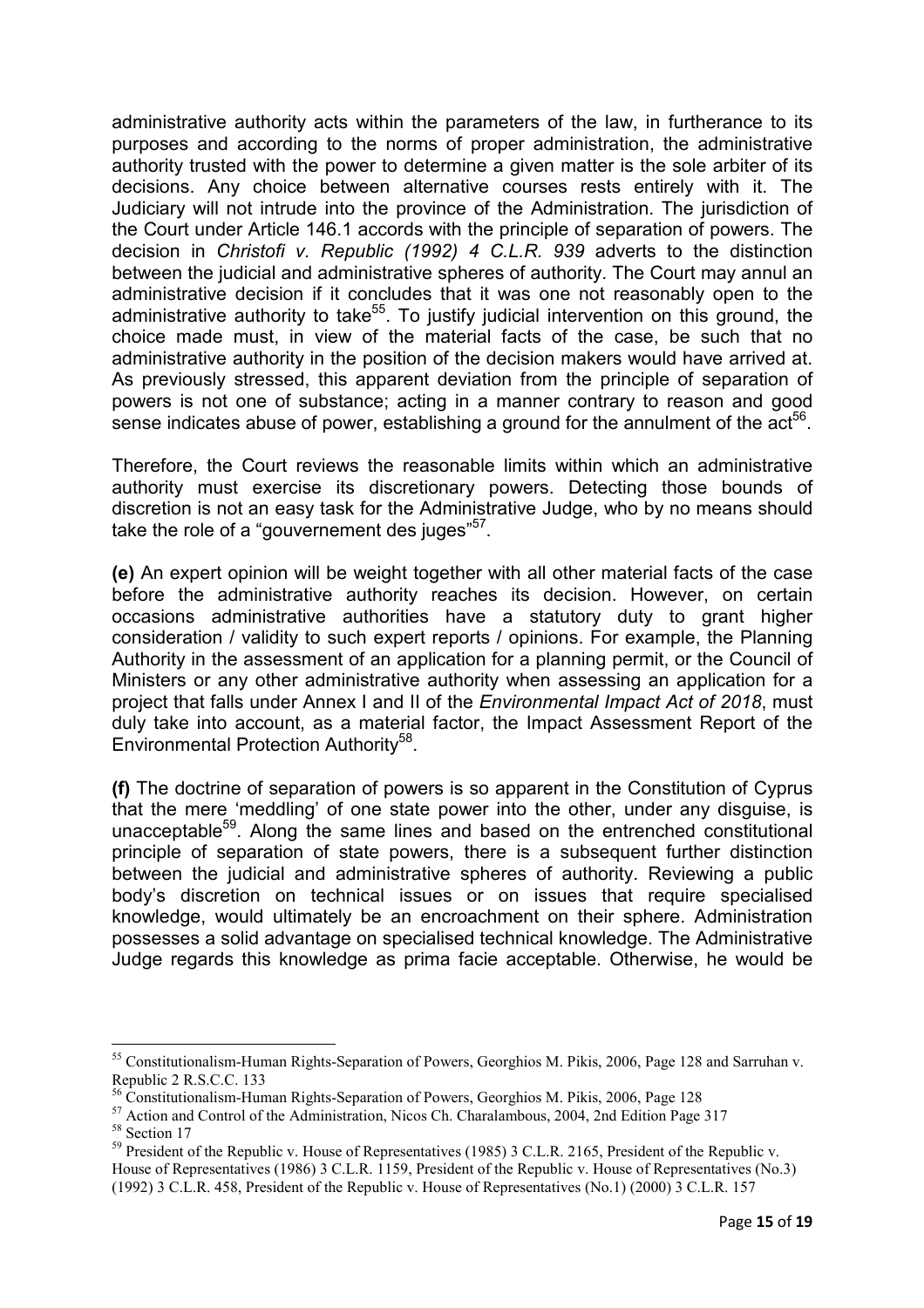administrative authority acts within the parameters of the law, in furtherance to its purposes and according to the norms of proper administration, the administrative authority trusted with the power to determine a given matter is the sole arbiter of its decisions. Any choice between alternative courses rests entirely with it. The Judiciary will not intrude into the province of the Administration. The jurisdiction of the Court under Article 146.1 accords with the principle of separation of powers. The decision in *Christofi v. Republic (1992) 4 C.L.R. 939* adverts to the distinction between the judicial and administrative spheres of authority. The Court may annul an administrative decision if it concludes that it was one not reasonably open to the administrative authority to take[55]. To justify judicial intervention on this ground, the choice made must, in view of the material facts of the case, be such that no administrative authority in the position of the decision makers would have arrived at. As previously stressed, this apparent deviation from the principle of separation of powers is not one of substance; acting in a manner contrary to reason and good sense indicates abuse of power, establishing a ground for the annulment of the act[56].

Therefore, the Court reviews the reasonable limits within which an administrative authority must exercise its discretionary powers. Detecting those bounds of discretion is not an easy task for the Administrative Judge, who by no means should take the role of a "gouvernement des juges"[57].

**(e)** An expert opinion will be weight together with all other material facts of the case before the administrative authority reaches its decision. However, on certain occasions administrative authorities have a statutory duty to grant higher consideration / validity to such expert reports / opinions. For example, the Planning Authority in the assessment of an application for a planning permit, or the Council of Ministers or any other administrative authority when assessing an application for a project that falls under Annex I and II of the *Environmental Impact Act of 2018*, must duly take into account, as a material factor, the Impact Assessment Report of the Environmental Protection Authority[58].

**(f)** The doctrine of separation of powers is so apparent in the Constitution of Cyprus that the mere 'meddling' of one state power into the other, under any disguise, is unacceptable[59]. Along the same lines and based on the entrenched constitutional principle of separation of state powers, there is a subsequent further distinction between the judicial and administrative spheres of authority. Reviewing a public body's discretion on technical issues or on issues that require specialised knowledge, would ultimately be an encroachment on their sphere. Administration possesses a solid advantage on specialised technical knowledge. The Administrative Judge regards this knowledge as prima facie acceptable. Otherwise, he would be

---

[55] Constitutionalism-Human Rights-Separation of Powers, Georghios M. Pikis, 2006, Page 128 and Sarruhan v. Republic 2 R.S.C.C. 133

[56] Constitutionalism-Human Rights-Separation of Powers, Georghios M. Pikis, 2006, Page 128

[57] Action and Control of the Administration, Nicos Ch. Charalambous, 2004, 2nd Edition Page 317

[58] Section 17

[59] President of the Republic v. House of Representatives (1985) 3 C.L.R. 2165, President of the Republic v. House of Representatives (1986) 3 C.L.R. 1159, President of the Republic v. House of Representatives (No.3) (1992) 3 C.L.R. 458, President of the Republic v. House of Representatives (No.1) (2000) 3 C.L.R. 157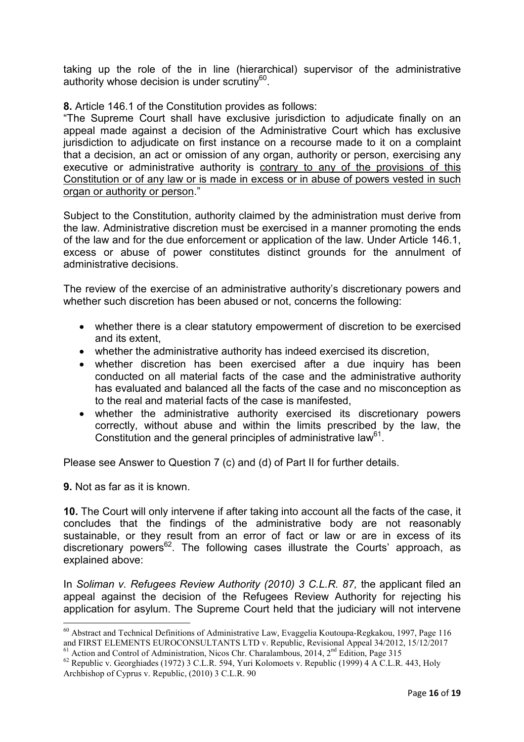taking up the role of the in line (hierarchical) supervisor of the administrative authority whose decision is under scrutiny[60].

**8.** Article 146.1 of the Constitution provides as follows:

"The Supreme Court shall have exclusive jurisdiction to adjudicate finally on an appeal made against a decision of the Administrative Court which has exclusive jurisdiction to adjudicate on first instance on a recourse made to it on a complaint that a decision, an act or omission of any organ, authority or person, exercising any executive or administrative authority is <u>contrary to any of the provisions of this Constitution or of any law or is made in excess or in abuse of powers vested in such organ or authority or person</u>."

Subject to the Constitution, authority claimed by the administration must derive from the law. Administrative discretion must be exercised in a manner promoting the ends of the law and for the due enforcement or application of the law. Under Article 146.1, excess or abuse of power constitutes distinct grounds for the annulment of administrative decisions.

The review of the exercise of an administrative authority's discretionary powers and whether such discretion has been abused or not, concerns the following:

- whether there is a clear statutory empowerment of discretion to be exercised and its extent,
- whether the administrative authority has indeed exercised its discretion,
- whether discretion has been exercised after a due inquiry has been conducted on all material facts of the case and the administrative authority has evaluated and balanced all the facts of the case and no misconception as to the real and material facts of the case is manifested,
- whether the administrative authority exercised its discretionary powers correctly, without abuse and within the limits prescribed by the law, the Constitution and the general principles of administrative law[61].

Please see Answer to Question 7 (c) and (d) of Part II for further details.

**9.** Not as far as it is known.

**10.** The Court will only intervene if after taking into account all the facts of the case, it concludes that the findings of the administrative body are not reasonably sustainable, or they result from an error of fact or law or are in excess of its discretionary powers[62]. The following cases illustrate the Courts' approach, as explained above:

In *Soliman v. Refugees Review Authority (2010) 3 C.L.R. 87,* the applicant filed an appeal against the decision of the Refugees Review Authority for rejecting his application for asylum. The Supreme Court held that the judiciary will not intervene

---

[60] Abstract and Technical Definitions of Administrative Law, Evaggelia Koutoupa-Regkakou, 1997, Page 116 and FIRST ELEMENTS EUROCONSULTANTS LTD v. Republic, Revisional Appeal 34/2012, 15/12/2017

[61] Action and Control of Administration, Nicos Chr. Charalambous, 2014, 2nd Edition, Page 315

[62] Republic v. Georghiades (1972) 3 C.L.R. 594, Yuri Kolomoets v. Republic (1999) 4 A C.L.R. 443, Holy Archbishop of Cyprus v. Republic, (2010) 3 C.L.R. 90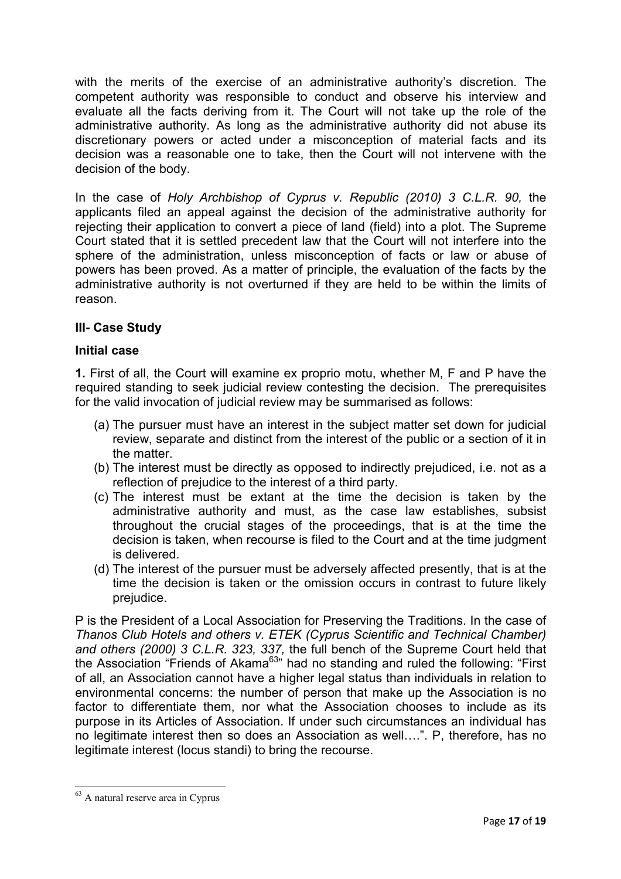with the merits of the exercise of an administrative authority's discretion. The competent authority was responsible to conduct and observe his interview and evaluate all the facts deriving from it. The Court will not take up the role of the administrative authority. As long as the administrative authority did not abuse its discretionary powers or acted under a misconception of material facts and its decision was a reasonable one to take, then the Court will not intervene with the decision of the body.

In the case of *Holy Archbishop of Cyprus v. Republic (2010) 3 C.L.R. 90,* the applicants filed an appeal against the decision of the administrative authority for rejecting their application to convert a piece of land (field) into a plot. The Supreme Court stated that it is settled precedent law that the Court will not interfere into the sphere of the administration, unless misconception of facts or law or abuse of powers has been proved. As a matter of principle, the evaluation of the facts by the administrative authority is not overturned if they are held to be within the limits of reason.

## III- Case Study

### Initial case

**1.** First of all, the Court will examine ex proprio motu, whether M, F and P have the required standing to seek judicial review contesting the decision. The prerequisites for the valid invocation of judicial review may be summarised as follows:

(a) The pursuer must have an interest in the subject matter set down for judicial review, separate and distinct from the interest of the public or a section of it in the matter.

(b) The interest must be directly as opposed to indirectly prejudiced, i.e. not as a reflection of prejudice to the interest of a third party.

(c) The interest must be extant at the time the decision is taken by the administrative authority and must, as the case law establishes, subsist throughout the crucial stages of the proceedings, that is at the time the decision is taken, when recourse is filed to the Court and at the time judgment is delivered.

(d) The interest of the pursuer must be adversely affected presently, that is at the time the decision is taken or the omission occurs in contrast to future likely prejudice.

P is the President of a Local Association for Preserving the Traditions. In the case of *Thanos Club Hotels and others v. ETEK (Cyprus Scientific and Technical Chamber) and others (2000) 3 C.L.R. 323, 337,* the full bench of the Supreme Court held that the Association "Friends of Akama[63]" had no standing and ruled the following: "First of all, an Association cannot have a higher legal status than individuals in relation to environmental concerns: the number of person that make up the Association is no factor to differentiate them, nor what the Association chooses to include as its purpose in its Articles of Association. If under such circumstances an individual has no legitimate interest then so does an Association as well….". P, therefore, has no legitimate interest (locus standi) to bring the recourse.

[63] A natural reserve area in Cyprus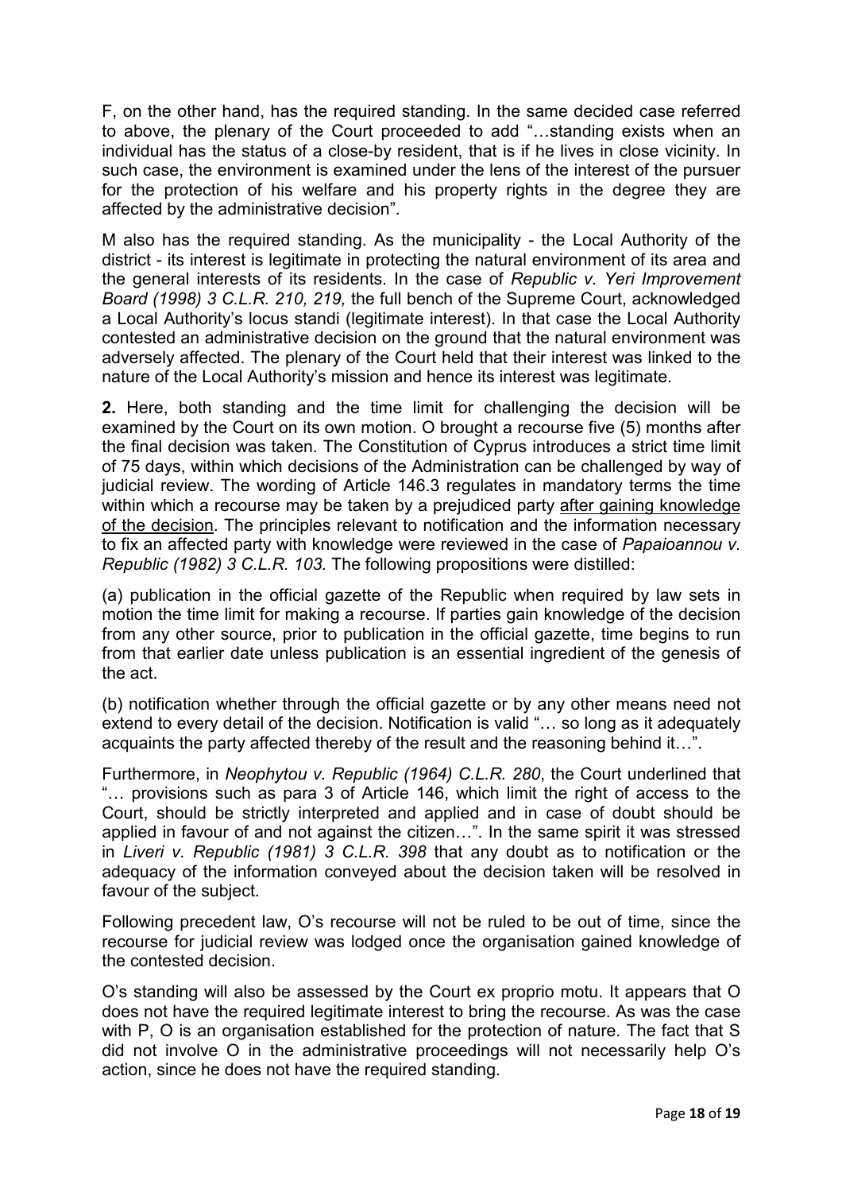F, on the other hand, has the required standing. In the same decided case referred to above, the plenary of the Court proceeded to add "…standing exists when an individual has the status of a close-by resident, that is if he lives in close vicinity. In such case, the environment is examined under the lens of the interest of the pursuer for the protection of his welfare and his property rights in the degree they are affected by the administrative decision".

M also has the required standing. As the municipality - the Local Authority of the district - its interest is legitimate in protecting the natural environment of its area and the general interests of its residents. In the case of *Republic v. Yeri Improvement Board (1998) 3 C.L.R. 210, 219,* the full bench of the Supreme Court, acknowledged a Local Authority's locus standi (legitimate interest). In that case the Local Authority contested an administrative decision on the ground that the natural environment was adversely affected. The plenary of the Court held that their interest was linked to the nature of the Local Authority's mission and hence its interest was legitimate.

**2.** Here, both standing and the time limit for challenging the decision will be examined by the Court on its own motion. O brought a recourse five (5) months after the final decision was taken. The Constitution of Cyprus introduces a strict time limit of 75 days, within which decisions of the Administration can be challenged by way of judicial review. The wording of Article 146.3 regulates in mandatory terms the time within which a recourse may be taken by a prejudiced party <u>after gaining knowledge of the decision</u>. The principles relevant to notification and the information necessary to fix an affected party with knowledge were reviewed in the case of *Papaioannou v. Republic (1982) 3 C.L.R. 103.* The following propositions were distilled:

(a) publication in the official gazette of the Republic when required by law sets in motion the time limit for making a recourse. If parties gain knowledge of the decision from any other source, prior to publication in the official gazette, time begins to run from that earlier date unless publication is an essential ingredient of the genesis of the act.

(b) notification whether through the official gazette or by any other means need not extend to every detail of the decision. Notification is valid "… so long as it adequately acquaints the party affected thereby of the result and the reasoning behind it…".

Furthermore, in *Neophytou v. Republic (1964) C.L.R. 280*, the Court underlined that "… provisions such as para 3 of Article 146, which limit the right of access to the Court, should be strictly interpreted and applied and in case of doubt should be applied in favour of and not against the citizen…". In the same spirit it was stressed in *Liveri v. Republic (1981) 3 C.L.R. 398* that any doubt as to notification or the adequacy of the information conveyed about the decision taken will be resolved in favour of the subject.

Following precedent law, O's recourse will not be ruled to be out of time, since the recourse for judicial review was lodged once the organisation gained knowledge of the contested decision.

O's standing will also be assessed by the Court ex proprio motu. It appears that O does not have the required legitimate interest to bring the recourse. As was the case with P, O is an organisation established for the protection of nature. The fact that S did not involve O in the administrative proceedings will not necessarily help O's action, since he does not have the required standing.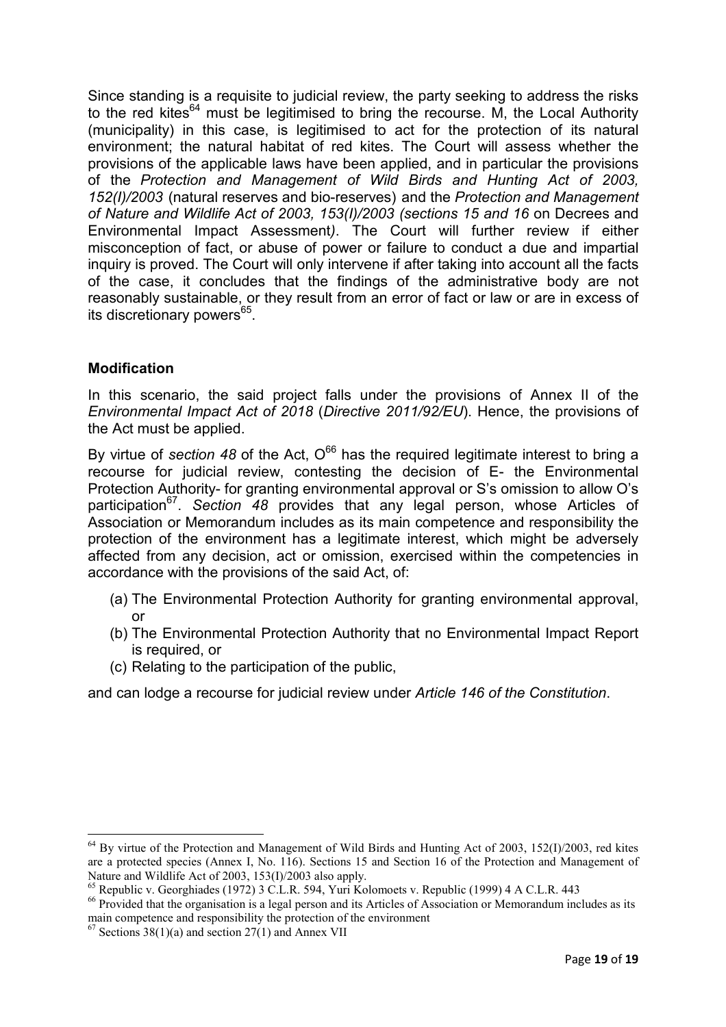Since standing is a requisite to judicial review, the party seeking to address the risks to the red kites[64] must be legitimised to bring the recourse. M, the Local Authority (municipality) in this case, is legitimised to act for the protection of its natural environment; the natural habitat of red kites. The Court will assess whether the provisions of the applicable laws have been applied, and in particular the provisions of the *Protection and Management of Wild Birds and Hunting Act of 2003, 152(I)/2003* (natural reserves and bio-reserves) and the *Protection and Management of Nature and Wildlife Act of 2003, 153(I)/2003 (sections 15 and 16* on Decrees and Environmental Impact Assessment*)*. The Court will further review if either misconception of fact, or abuse of power or failure to conduct a due and impartial inquiry is proved. The Court will only intervene if after taking into account all the facts of the case, it concludes that the findings of the administrative body are not reasonably sustainable, or they result from an error of fact or law or are in excess of its discretionary powers[65].

**Modification**

In this scenario, the said project falls under the provisions of Annex II of the *Environmental Impact Act of 2018* (*Directive 2011/92/EU*). Hence, the provisions of the Act must be applied.

By virtue of *section 48* of the Act, O[66] has the required legitimate interest to bring a recourse for judicial review, contesting the decision of E- the Environmental Protection Authority- for granting environmental approval or S's omission to allow O's participation[67]. *Section 48* provides that any legal person, whose Articles of Association or Memorandum includes as its main competence and responsibility the protection of the environment has a legitimate interest, which might be adversely affected from any decision, act or omission, exercised within the competencies in accordance with the provisions of the said Act, of:

(a) The Environmental Protection Authority for granting environmental approval, or
(b) The Environmental Protection Authority that no Environmental Impact Report is required, or
(c) Relating to the participation of the public,

and can lodge a recourse for judicial review under *Article 146 of the Constitution*.

---

[64] By virtue of the Protection and Management of Wild Birds and Hunting Act of 2003, 152(I)/2003, red kites are a protected species (Annex I, No. 116). Sections 15 and Section 16 of the Protection and Management of Nature and Wildlife Act of 2003, 153(I)/2003 also apply.

[65] Republic v. Georghiades (1972) 3 C.L.R. 594, Yuri Kolomoets v. Republic (1999) 4 A C.L.R. 443

[66] Provided that the organisation is a legal person and its Articles of Association or Memorandum includes as its main competence and responsibility the protection of the environment

[67] Sections 38(1)(a) and section 27(1) and Annex VII